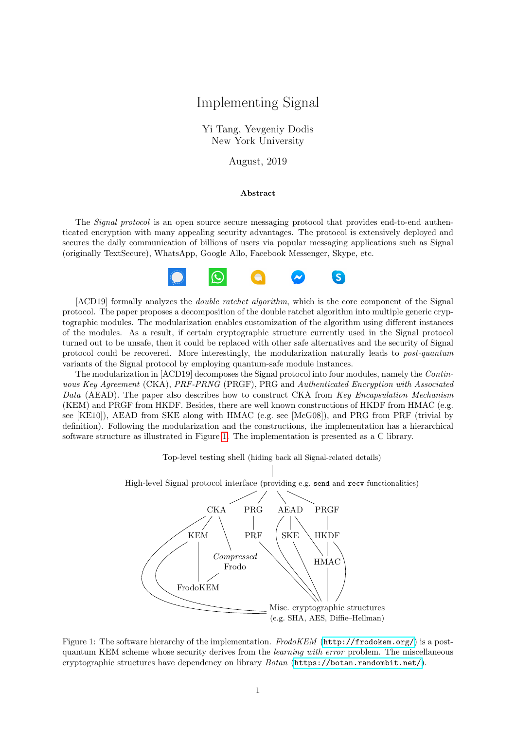# Implementing Signal

Yi Tang, Yevgeniy Dodis
New York University

August, 2019

### Abstract

The *Signal protocol* is an open source secure messaging protocol that provides end-to-end authenticated encryption with many appealing security advantages. The protocol is extensively deployed and secures the daily communication of billions of users via popular messaging applications such as Signal (originally TextSecure), WhatsApp, Google Allo, Facebook Messenger, Skype, etc.

[ACD19] formally analyzes the *double ratchet algorithm*, which is the core component of the Signal protocol. The paper proposes a decomposition of the double ratchet algorithm into multiple generic cryptographic modules. The modularization enables customization of the algorithm using different instances of the modules. As a result, if certain cryptographic structure currently used in the Signal protocol turned out to be unsafe, then it could be replaced with other safe alternatives and the security of Signal protocol could be recovered. More interestingly, the modularization naturally leads to *post-quantum* variants of the Signal protocol by employing quantum-safe module instances.

The modularization in [ACD19] decomposes the Signal protocol into four modules, namely the *Continuous Key Agreement* (CKA), *PRF-PRNG* (PRGF), PRG and *Authenticated Encryption with Associated Data* (AEAD). The paper also describes how to construct CKA from *Key Encapsulation Mechanism* (KEM) and PRGF from HKDF. Besides, there are well known constructions of HKDF from HMAC (e.g. see [KE10]), AEAD from SKE along with HMAC (e.g. see [McG08]), and PRG from PRF (trivial by definition). Following the modularization and the constructions, the implementation has a hierarchical software structure as illustrated in Figure 1. The implementation is presented as a C library.

Top-level testing shell (hiding back all Signal-related details)

High-level Signal protocol interface (providing e.g. `send` and `recv` functionalities)

CKA PRG AEAD PRGF

KEM PRF SKE HKDF

*Compressed* Frodo HMAC

FrodoKEM

Misc. cryptographic structures (e.g. SHA, AES, Diffie–Hellman)

Figure 1: The software hierarchy of the implementation. *FrodoKEM* (`http://frodokem.org/`) is a post-quantum KEM scheme whose security derives from the *learning with error* problem. The miscellaneous cryptographic structures have dependency on library *Botan* (`https://botan.randombit.net/`).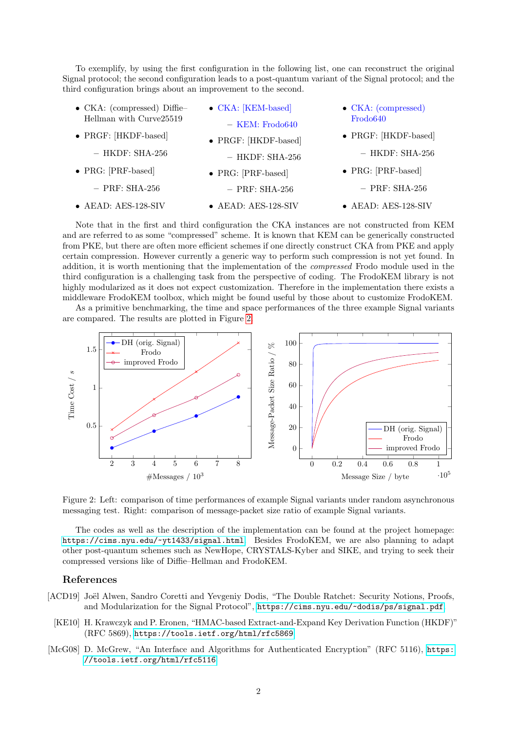To exemplify, by using the first configuration in the following list, one can reconstruct the original Signal protocol; the second configuration leads to a post-quantum variant of the Signal protocol; and the third configuration brings about an improvement to the second.

- CKA: (compressed) Diffie–Hellman with Curve25519
- PRGF: [HKDF-based]
  - HKDF: SHA-256
- PRG: [PRF-based]
  - PRF: SHA-256
- AEAD: AES-128-SIV

- CKA: [KEM-based]
  - KEM: Frodo640
- PRGF: [HKDF-based]
  - HKDF: SHA-256
- PRG: [PRF-based]
  - PRF: SHA-256
- AEAD: AES-128-SIV

- CKA: (compressed) Frodo640
- PRGF: [HKDF-based]
  - HKDF: SHA-256
- PRG: [PRF-based]
  - PRF: SHA-256
- AEAD: AES-128-SIV

Note that in the first and third configuration the CKA instances are not constructed from KEM and are referred to as some "compressed" scheme. It is known that KEM can be generically constructed from PKE, but there are often more efficient schemes if one directly construct CKA from PKE and apply certain compression. However currently a generic way to perform such compression is not yet found. In addition, it is worth mentioning that the implementation of the *compressed* Frodo module used in the third configuration is a challenging task from the perspective of coding. The FrodoKEM library is not highly modularized as it does not expect customization. Therefore in the implementation there exists a middleware FrodoKEM toolbox, which might be found useful by those about to customize FrodoKEM.

As a primitive benchmarking, the time and space performances of the three example Signal variants are compared. The results are plotted in Figure 2.

Figure 2: Left: comparison of time performances of example Signal variants under random asynchronous messaging test. Right: comparison of message-packet size ratio of example Signal variants.

The codes as well as the description of the implementation can be found at the project homepage: https://cims.nyu.edu/~yt1433/signal.html. Besides FrodoKEM, we are also planning to adapt other post-quantum schemes such as NewHope, CRYSTALS-Kyber and SIKE, and trying to seek their compressed versions like of Diffie–Hellman and FrodoKEM.

## References

[ACD19] Joël Alwen, Sandro Coretti and Yevgeniy Dodis, "The Double Ratchet: Security Notions, Proofs, and Modularization for the Signal Protocol", https://cims.nyu.edu/~dodis/ps/signal.pdf.

[KE10] H. Krawczyk and P. Eronen, "HMAC-based Extract-and-Expand Key Derivation Function (HKDF)" (RFC 5869), https://tools.ietf.org/html/rfc5869.

[McG08] D. McGrew, "An Interface and Algorithms for Authenticated Encryption" (RFC 5116), https://tools.ietf.org/html/rfc5116.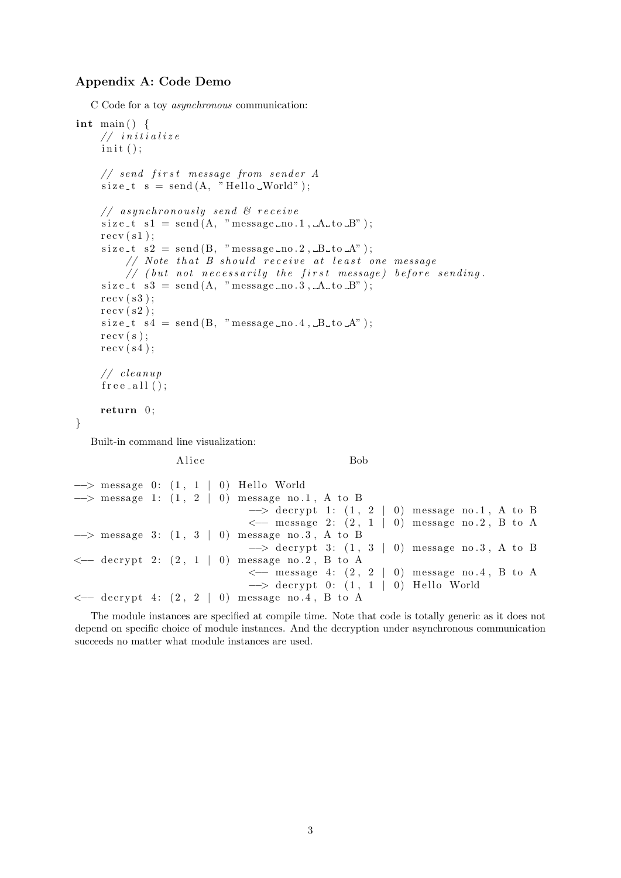### Appendix A: Code Demo

C Code for a toy *asynchronous* communication:

```
int main() {
    // initialize
    init();

    // send first message from sender A
    size_t s = send(A, "Hello World");

    // asynchronously send & receive
    size_t s1 = send(A, "message no.1, A to B");
    recv(s1);
    size_t s2 = send(B, "message no.2, B to A");
        // Note that B should receive at least one message
        // (but not necessarily the first message) before sending.
    size_t s3 = send(A, "message no.3, A to B");
    recv(s3);
    recv(s2);
    size_t s4 = send(B, "message no.4, B to A");
    recv(s);
    recv(s4);

    // cleanup
    free_all();

    return 0;
}
```

Built-in command line visualization:

```
                    Alice                                   Bob

--> message 0: (1, 1 | 0) Hello World
--> message 1: (1, 2 | 0) message no.1, A to B
                                --> decrypt 1: (1, 2 | 0) message no.1, A to B
                                <-- message 2: (2, 1 | 0) message no.2, B to A
--> message 3: (1, 3 | 0) message no.3, A to B
                                --> decrypt 3: (1, 3 | 0) message no.3, A to B
<-- decrypt 2: (2, 1 | 0) message no.2, B to A
                                <-- message 4: (2, 2 | 0) message no.4, B to A
                                --> decrypt 0: (1, 1 | 0) Hello World
<-- decrypt 4: (2, 2 | 0) message no.4, B to A
```

The module instances are specified at compile time. Note that code is totally generic as it does not depend on specific choice of module instances. And the decryption under asynchronous communication succeeds no matter what module instances are used.